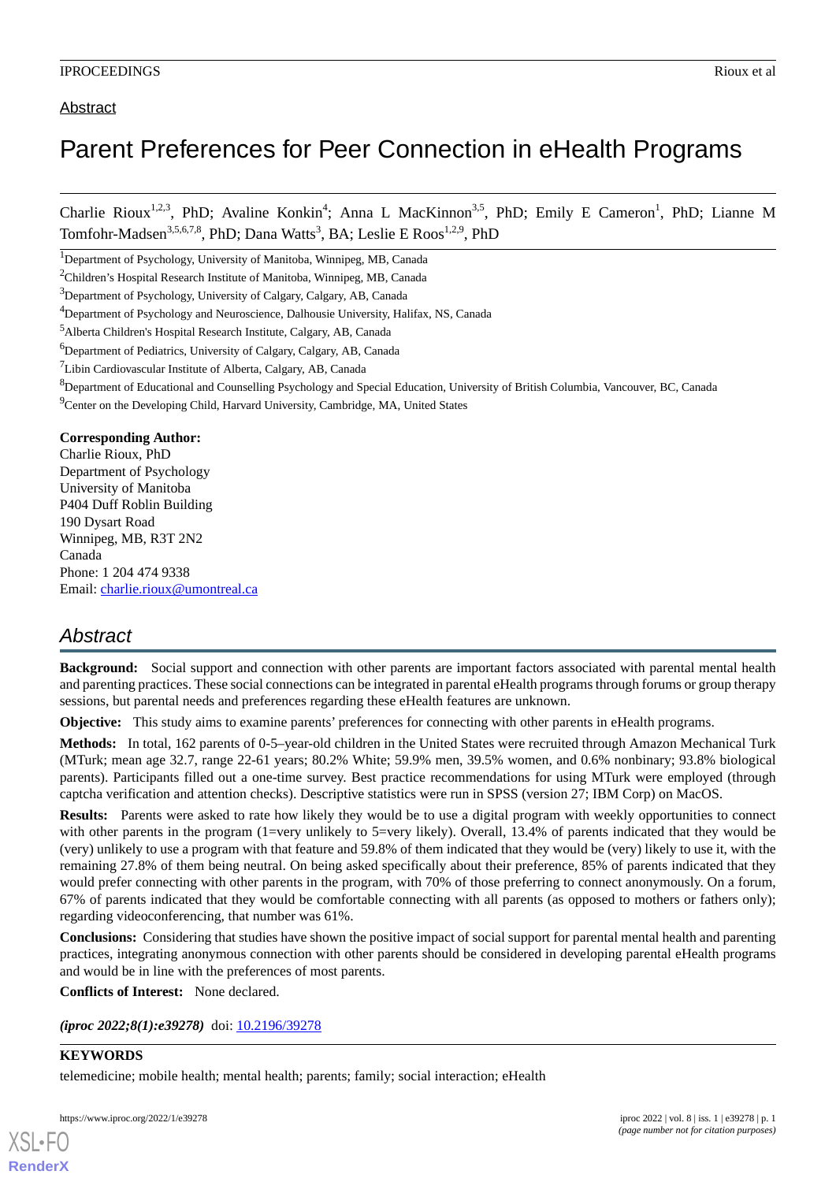Abstract

# Parent Preferences for Peer Connection in eHealth Programs

Charlie Rioux[1,2,3], PhD; Avaline Konkin[4]; Anna L MacKinnon[3,5], PhD; Emily E Cameron[1], PhD; Lianne M Tomfohr-Madsen[3,5,6,7,8], PhD; Dana Watts[3], BA; Leslie E Roos[1,2,9], PhD

[1]Department of Psychology, University of Manitoba, Winnipeg, MB, Canada

[2]Children's Hospital Research Institute of Manitoba, Winnipeg, MB, Canada

[3]Department of Psychology, University of Calgary, Calgary, AB, Canada

[4]Department of Psychology and Neuroscience, Dalhousie University, Halifax, NS, Canada

[5]Alberta Children's Hospital Research Institute, Calgary, AB, Canada

[6]Department of Pediatrics, University of Calgary, Calgary, AB, Canada

[7]Libin Cardiovascular Institute of Alberta, Calgary, AB, Canada

[8]Department of Educational and Counselling Psychology and Special Education, University of British Columbia, Vancouver, BC, Canada

[9]Center on the Developing Child, Harvard University, Cambridge, MA, United States

**Corresponding Author:**
Charlie Rioux, PhD
Department of Psychology
University of Manitoba
P404 Duff Roblin Building
190 Dysart Road
Winnipeg, MB, R3T 2N2
Canada
Phone: 1 204 474 9338
Email: charlie.rioux@umontreal.ca

## Abstract

**Background:** Social support and connection with other parents are important factors associated with parental mental health and parenting practices. These social connections can be integrated in parental eHealth programs through forums or group therapy sessions, but parental needs and preferences regarding these eHealth features are unknown.

**Objective:** This study aims to examine parents' preferences for connecting with other parents in eHealth programs.

**Methods:** In total, 162 parents of 0-5–year-old children in the United States were recruited through Amazon Mechanical Turk (MTurk; mean age 32.7, range 22-61 years; 80.2% White; 59.9% men, 39.5% women, and 0.6% nonbinary; 93.8% biological parents). Participants filled out a one-time survey. Best practice recommendations for using MTurk were employed (through captcha verification and attention checks). Descriptive statistics were run in SPSS (version 27; IBM Corp) on MacOS.

**Results:** Parents were asked to rate how likely they would be to use a digital program with weekly opportunities to connect with other parents in the program (1=very unlikely to 5=very likely). Overall, 13.4% of parents indicated that they would be (very) unlikely to use a program with that feature and 59.8% of them indicated that they would be (very) likely to use it, with the remaining 27.8% of them being neutral. On being asked specifically about their preference, 85% of parents indicated that they would prefer connecting with other parents in the program, with 70% of those preferring to connect anonymously. On a forum, 67% of parents indicated that they would be comfortable connecting with all parents (as opposed to mothers or fathers only); regarding videoconferencing, that number was 61%.

**Conclusions:** Considering that studies have shown the positive impact of social support for parental mental health and parenting practices, integrating anonymous connection with other parents should be considered in developing parental eHealth programs and would be in line with the preferences of most parents.

**Conflicts of Interest:** None declared.

***(iproc 2022;8(1):e39278)*** doi: 10.2196/39278

**KEYWORDS**

telemedicine; mobile health; mental health; parents; family; social interaction; eHealth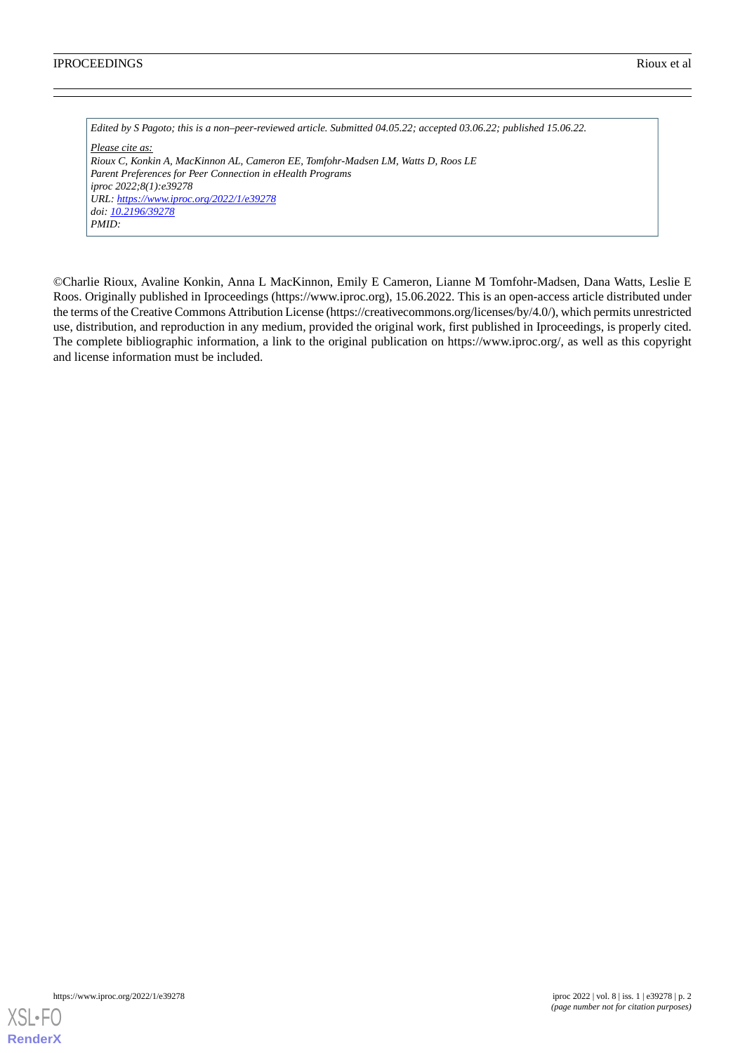*Edited by S Pagoto; this is a non–peer-reviewed article. Submitted 04.05.22; accepted 03.06.22; published 15.06.22.*

*Please cite as:*
*Rioux C, Konkin A, MacKinnon AL, Cameron EE, Tomfohr-Madsen LM, Watts D, Roos LE*
*Parent Preferences for Peer Connection in eHealth Programs*
*iproc 2022;8(1):e39278*
*URL: [https://www.iproc.org/2022/1/e39278](https://www.iproc.org/2022/1/e39278)*
*doi: [10.2196/39278](10.2196/39278)*
*PMID:*

©Charlie Rioux, Avaline Konkin, Anna L MacKinnon, Emily E Cameron, Lianne M Tomfohr-Madsen, Dana Watts, Leslie E Roos. Originally published in Iproceedings (https://www.iproc.org), 15.06.2022. This is an open-access article distributed under the terms of the Creative Commons Attribution License (https://creativecommons.org/licenses/by/4.0/), which permits unrestricted use, distribution, and reproduction in any medium, provided the original work, first published in Iproceedings, is properly cited. The complete bibliographic information, a link to the original publication on https://www.iproc.org/, as well as this copyright and license information must be included.